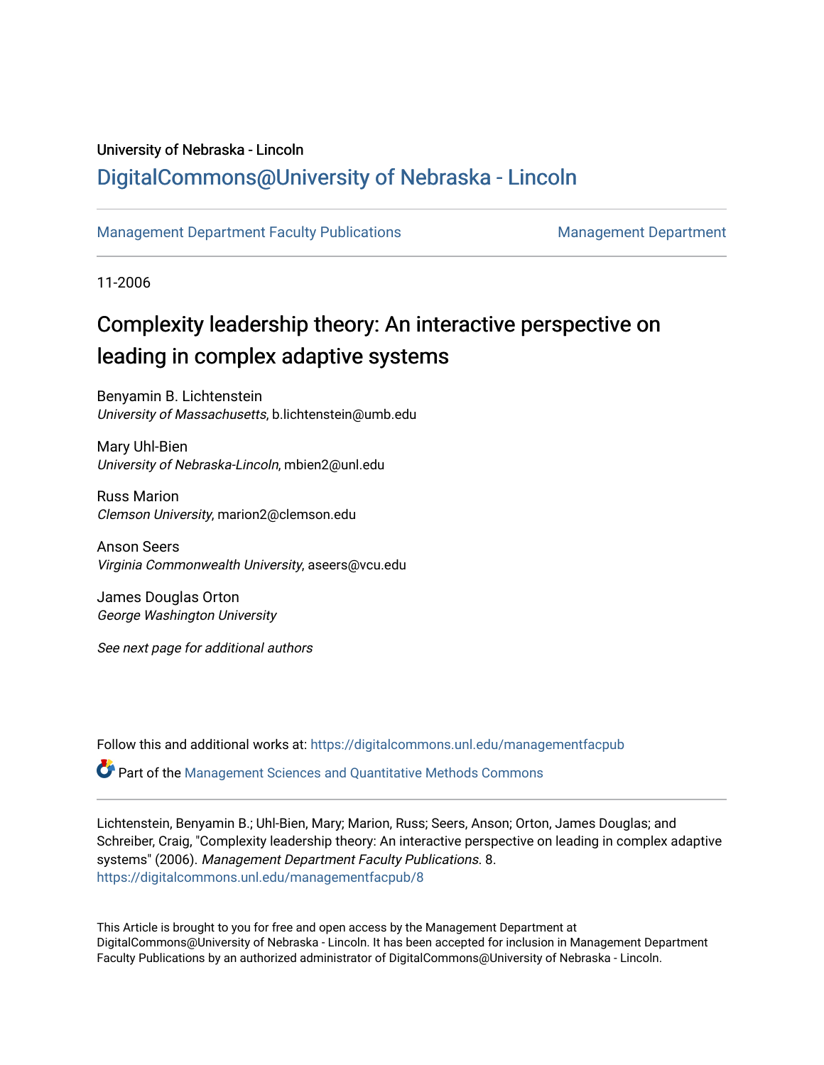University of Nebraska - Lincoln

## DigitalCommons@University of Nebraska - Lincoln

Management Department Faculty Publications | Management Department

11-2006

# Complexity leadership theory: An interactive perspective on leading in complex adaptive systems

Benyamin B. Lichtenstein
*University of Massachusetts*, b.lichtenstein@umb.edu

Mary Uhl-Bien
*University of Nebraska-Lincoln*, mbien2@unl.edu

Russ Marion
*Clemson University*, marion2@clemson.edu

Anson Seers
*Virginia Commonwealth University*, aseers@vcu.edu

James Douglas Orton
*George Washington University*

*See next page for additional authors*

Follow this and additional works at: https://digitalcommons.unl.edu/managementfacpub

Part of the Management Sciences and Quantitative Methods Commons

Lichtenstein, Benyamin B.; Uhl-Bien, Mary; Marion, Russ; Seers, Anson; Orton, James Douglas; and Schreiber, Craig, "Complexity leadership theory: An interactive perspective on leading in complex adaptive systems" (2006). *Management Department Faculty Publications*. 8.
https://digitalcommons.unl.edu/managementfacpub/8

This Article is brought to you for free and open access by the Management Department at DigitalCommons@University of Nebraska - Lincoln. It has been accepted for inclusion in Management Department Faculty Publications by an authorized administrator of DigitalCommons@University of Nebraska - Lincoln.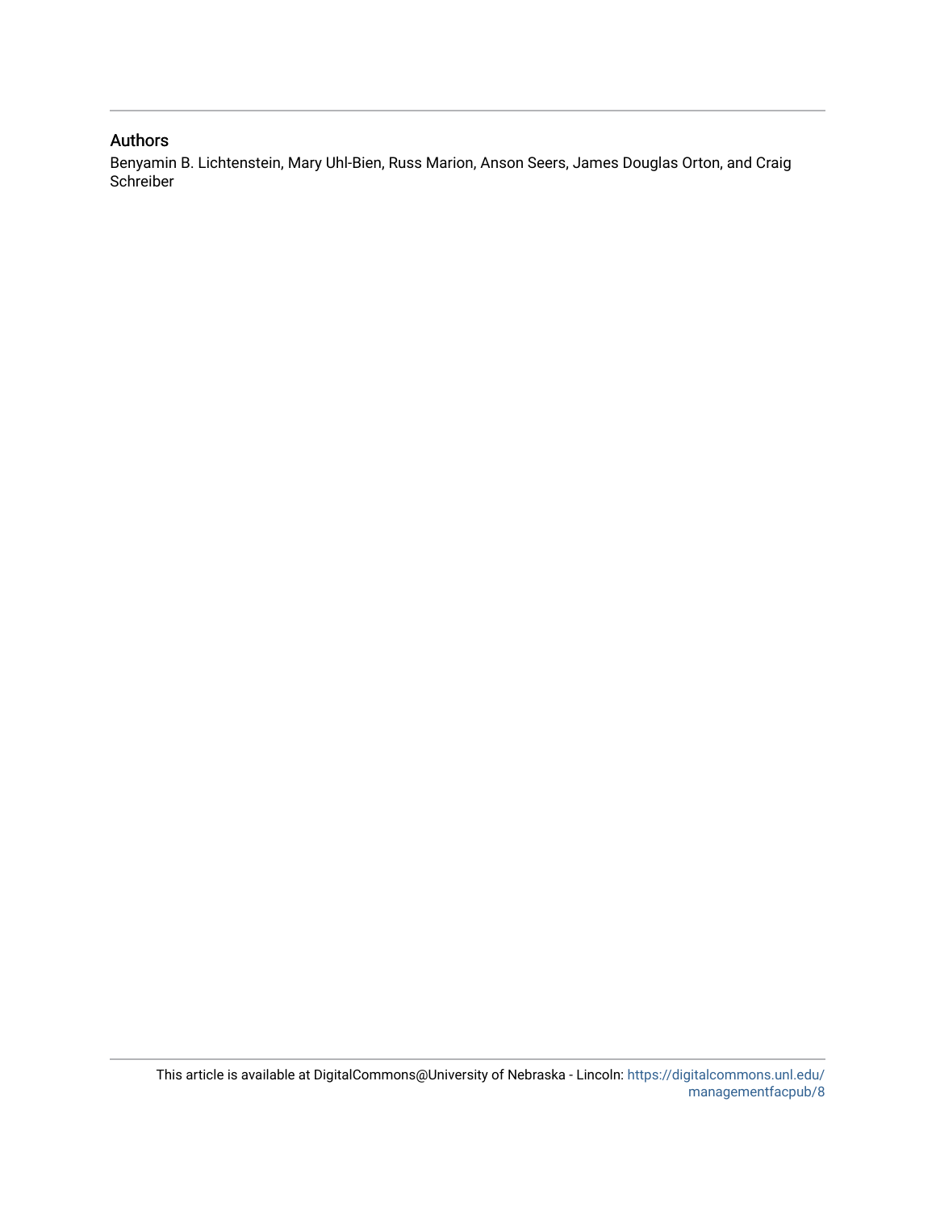## Authors

Benyamin B. Lichtenstein, Mary Uhl-Bien, Russ Marion, Anson Seers, James Douglas Orton, and Craig Schreiber

This article is available at DigitalCommons@University of Nebraska - Lincoln: https://digitalcommons.unl.edu/managementfacpub/8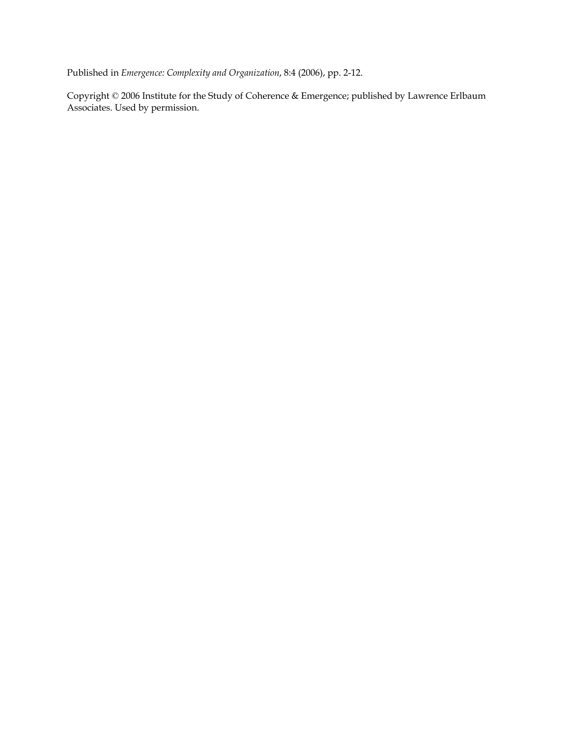Published in *Emergence: Complexity and Organization*, 8:4 (2006), pp. 2-12.

Copyright © 2006 Institute for the Study of Coherence & Emergence; published by Lawrence Erlbaum Associates. Used by permission.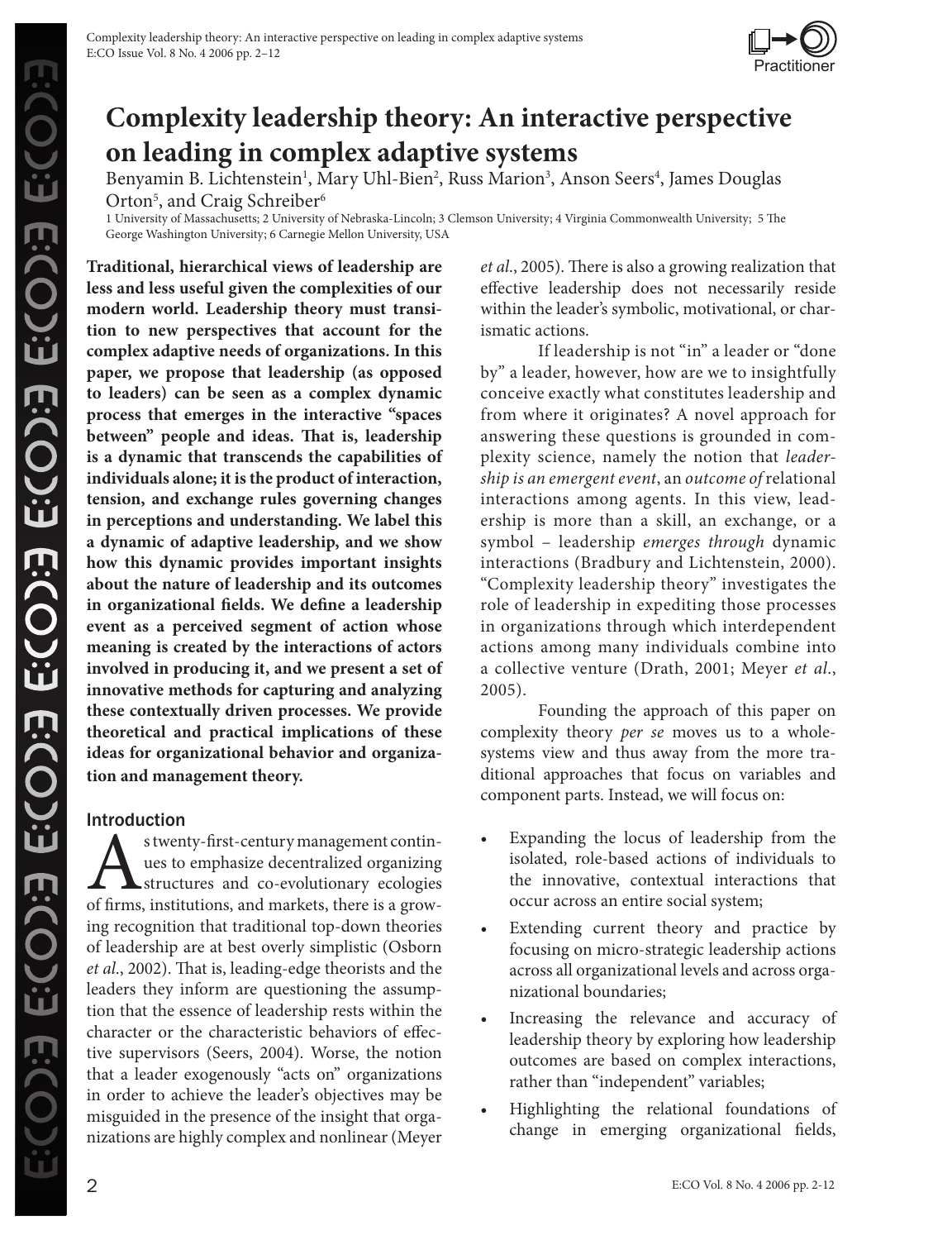# Complexity leadership theory: An interactive perspective on leading in complex adaptive systems

Benyamin B. Lichtenstein[1], Mary Uhl-Bien[2], Russ Marion[3], Anson Seers[4], James Douglas Orton[5], and Craig Schreiber[6]

1 University of Massachusetts; 2 University of Nebraska-Lincoln; 3 Clemson University; 4 Virginia Commonwealth University; 5 The George Washington University; 6 Carnegie Mellon University, USA

**Traditional, hierarchical views of leadership are less and less useful given the complexities of our modern world. Leadership theory must transition to new perspectives that account for the complex adaptive needs of organizations. In this paper, we propose that leadership (as opposed to leaders) can be seen as a complex dynamic process that emerges in the interactive "spaces between" people and ideas. That is, leadership is a dynamic that transcends the capabilities of individuals alone; it is the product of interaction, tension, and exchange rules governing changes in perceptions and understanding. We label this a dynamic of adaptive leadership, and we show how this dynamic provides important insights about the nature of leadership and its outcomes in organizational fields. We define a leadership event as a perceived segment of action whose meaning is created by the interactions of actors involved in producing it, and we present a set of innovative methods for capturing and analyzing these contextually driven processes. We provide theoretical and practical implications of these ideas for organizational behavior and organization and management theory.**

## Introduction

As twenty-first-century management continues to emphasize decentralized organizing structures and co-evolutionary ecologies of firms, institutions, and markets, there is a growing recognition that traditional top-down theories of leadership are at best overly simplistic (Osborn *et al*., 2002). That is, leading-edge theorists and the leaders they inform are questioning the assumption that the essence of leadership rests within the character or the characteristic behaviors of effective supervisors (Seers, 2004). Worse, the notion that a leader exogenously "acts on" organizations in order to achieve the leader's objectives may be misguided in the presence of the insight that organizations are highly complex and nonlinear (Meyer *et al*., 2005). There is also a growing realization that effective leadership does not necessarily reside within the leader's symbolic, motivational, or charismatic actions.

If leadership is not "in" a leader or "done by" a leader, however, how are we to insightfully conceive exactly what constitutes leadership and from where it originates? A novel approach for answering these questions is grounded in complexity science, namely the notion that *leadership is an emergent event*, an *outcome of* relational interactions among agents. In this view, leadership is more than a skill, an exchange, or a symbol – leadership *emerges through* dynamic interactions (Bradbury and Lichtenstein, 2000). "Complexity leadership theory" investigates the role of leadership in expediting those processes in organizations through which interdependent actions among many individuals combine into a collective venture (Drath, 2001; Meyer *et al*., 2005).

Founding the approach of this paper on complexity theory *per se* moves us to a whole-systems view and thus away from the more traditional approaches that focus on variables and component parts. Instead, we will focus on:

- Expanding the locus of leadership from the isolated, role-based actions of individuals to the innovative, contextual interactions that occur across an entire social system;
- Extending current theory and practice by focusing on micro-strategic leadership actions across all organizational levels and across organizational boundaries;
- Increasing the relevance and accuracy of leadership theory by exploring how leadership outcomes are based on complex interactions, rather than "independent" variables;
- Highlighting the relational foundations of change in emerging organizational fields,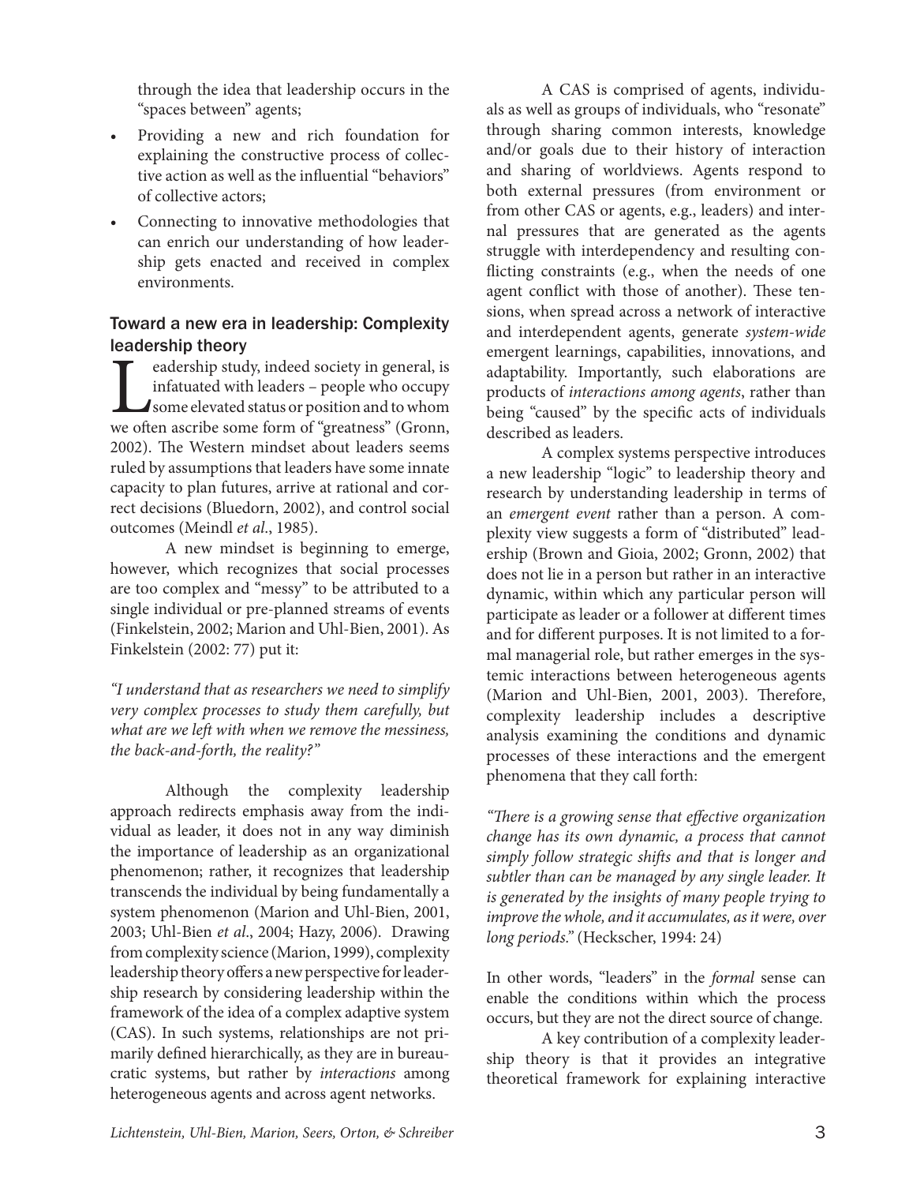through the idea that leadership occurs in the "spaces between" agents;

- Providing a new and rich foundation for explaining the constructive process of collective action as well as the influential "behaviors" of collective actors;
- Connecting to innovative methodologies that can enrich our understanding of how leadership gets enacted and received in complex environments.

## Toward a new era in leadership: Complexity leadership theory

Leadership study, indeed society in general, is infatuated with leaders – people who occupy some elevated status or position and to whom we often ascribe some form of "greatness" (Gronn, 2002). The Western mindset about leaders seems ruled by assumptions that leaders have some innate capacity to plan futures, arrive at rational and correct decisions (Bluedorn, 2002), and control social outcomes (Meindl *et al*., 1985).

A new mindset is beginning to emerge, however, which recognizes that social processes are too complex and "messy" to be attributed to a single individual or pre-planned streams of events (Finkelstein, 2002; Marion and Uhl-Bien, 2001). As Finkelstein (2002: 77) put it:

*"I understand that as researchers we need to simplify very complex processes to study them carefully, but what are we left with when we remove the messiness, the back-and-forth, the reality?"*

Although the complexity leadership approach redirects emphasis away from the individual as leader, it does not in any way diminish the importance of leadership as an organizational phenomenon; rather, it recognizes that leadership transcends the individual by being fundamentally a system phenomenon (Marion and Uhl-Bien, 2001, 2003; Uhl-Bien *et al*., 2004; Hazy, 2006). Drawing from complexity science (Marion, 1999), complexity leadership theory offers a new perspective for leadership research by considering leadership within the framework of the idea of a complex adaptive system (CAS). In such systems, relationships are not primarily defined hierarchically, as they are in bureaucratic systems, but rather by *interactions* among heterogeneous agents and across agent networks.

A CAS is comprised of agents, individuals as well as groups of individuals, who "resonate" through sharing common interests, knowledge and/or goals due to their history of interaction and sharing of worldviews. Agents respond to both external pressures (from environment or from other CAS or agents, e.g., leaders) and internal pressures that are generated as the agents struggle with interdependency and resulting conflicting constraints (e.g., when the needs of one agent conflict with those of another). These tensions, when spread across a network of interactive and interdependent agents, generate *system-wide* emergent learnings, capabilities, innovations, and adaptability. Importantly, such elaborations are products of *interactions among agents*, rather than being "caused" by the specific acts of individuals described as leaders.

A complex systems perspective introduces a new leadership "logic" to leadership theory and research by understanding leadership in terms of an *emergent event* rather than a person. A complexity view suggests a form of "distributed" leadership (Brown and Gioia, 2002; Gronn, 2002) that does not lie in a person but rather in an interactive dynamic, within which any particular person will participate as leader or a follower at different times and for different purposes. It is not limited to a formal managerial role, but rather emerges in the systemic interactions between heterogeneous agents (Marion and Uhl-Bien, 2001, 2003). Therefore, complexity leadership includes a descriptive analysis examining the conditions and dynamic processes of these interactions and the emergent phenomena that they call forth:

*"There is a growing sense that effective organization change has its own dynamic, a process that cannot simply follow strategic shifts and that is longer and subtler than can be managed by any single leader. It is generated by the insights of many people trying to improve the whole, and it accumulates, as it were, over long periods."* (Heckscher, 1994: 24)

In other words, "leaders" in the *formal* sense can enable the conditions within which the process occurs, but they are not the direct source of change.

A key contribution of a complexity leadership theory is that it provides an integrative theoretical framework for explaining interactive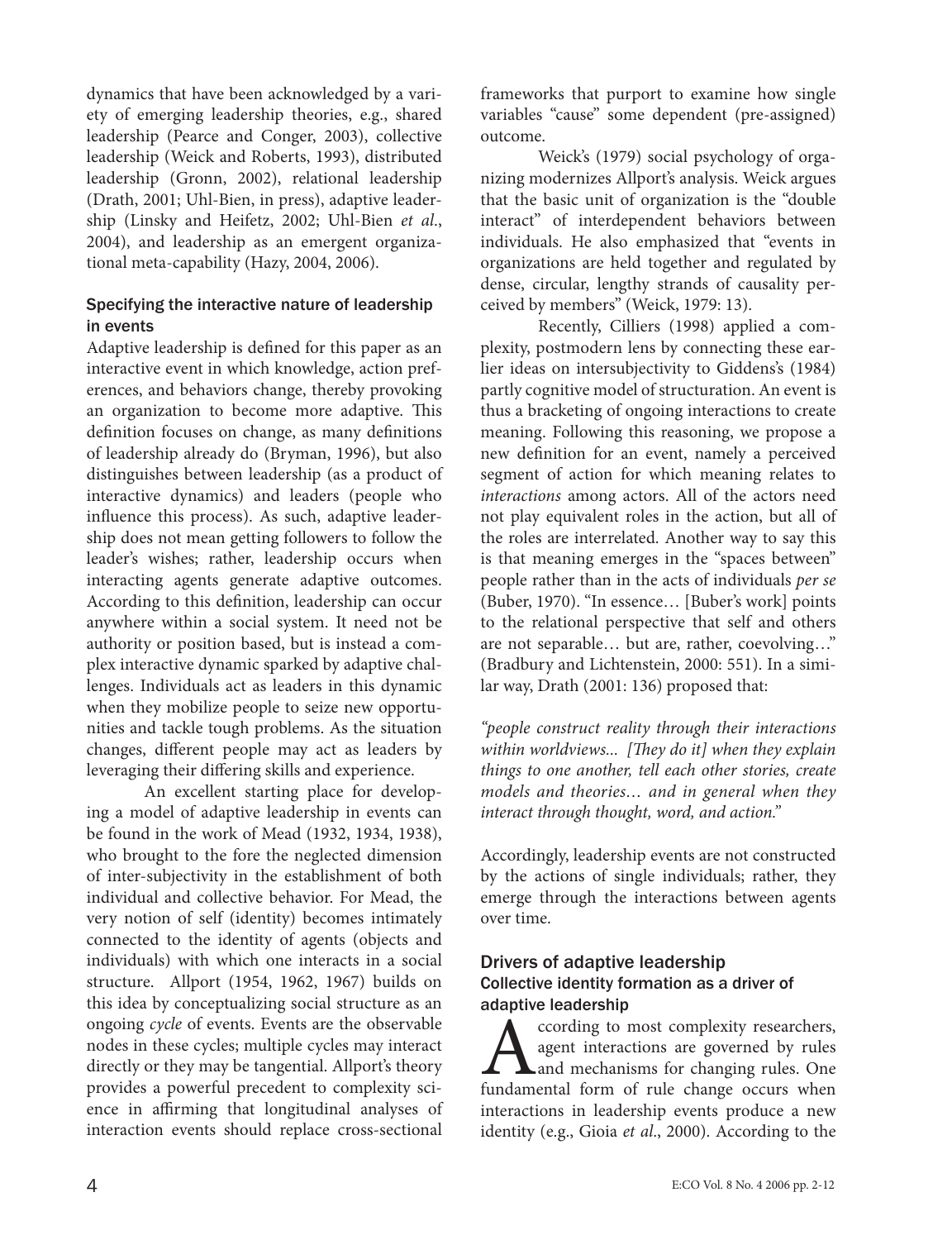dynamics that have been acknowledged by a variety of emerging leadership theories, e.g., shared leadership (Pearce and Conger, 2003), collective leadership (Weick and Roberts, 1993), distributed leadership (Gronn, 2002), relational leadership (Drath, 2001; Uhl-Bien, in press), adaptive leadership (Linsky and Heifetz, 2002; Uhl-Bien *et al*., 2004), and leadership as an emergent organizational meta-capability (Hazy, 2004, 2006).

### Specifying the interactive nature of leadership in events

Adaptive leadership is defined for this paper as an interactive event in which knowledge, action preferences, and behaviors change, thereby provoking an organization to become more adaptive. This definition focuses on change, as many definitions of leadership already do (Bryman, 1996), but also distinguishes between leadership (as a product of interactive dynamics) and leaders (people who influence this process). As such, adaptive leadership does not mean getting followers to follow the leader's wishes; rather, leadership occurs when interacting agents generate adaptive outcomes. According to this definition, leadership can occur anywhere within a social system. It need not be authority or position based, but is instead a complex interactive dynamic sparked by adaptive challenges. Individuals act as leaders in this dynamic when they mobilize people to seize new opportunities and tackle tough problems. As the situation changes, different people may act as leaders by leveraging their differing skills and experience.

An excellent starting place for developing a model of adaptive leadership in events can be found in the work of Mead (1932, 1934, 1938), who brought to the fore the neglected dimension of inter-subjectivity in the establishment of both individual and collective behavior. For Mead, the very notion of self (identity) becomes intimately connected to the identity of agents (objects and individuals) with which one interacts in a social structure. Allport (1954, 1962, 1967) builds on this idea by conceptualizing social structure as an ongoing *cycle* of events. Events are the observable nodes in these cycles; multiple cycles may interact directly or they may be tangential. Allport's theory provides a powerful precedent to complexity science in affirming that longitudinal analyses of interaction events should replace cross-sectional frameworks that purport to examine how single variables "cause" some dependent (pre-assigned) outcome.

Weick's (1979) social psychology of organizing modernizes Allport's analysis. Weick argues that the basic unit of organization is the "double interact" of interdependent behaviors between individuals. He also emphasized that "events in organizations are held together and regulated by dense, circular, lengthy strands of causality perceived by members" (Weick, 1979: 13).

Recently, Cilliers (1998) applied a complexity, postmodern lens by connecting these earlier ideas on intersubjectivity to Giddens's (1984) partly cognitive model of structuration. An event is thus a bracketing of ongoing interactions to create meaning. Following this reasoning, we propose a new definition for an event, namely a perceived segment of action for which meaning relates to *interactions* among actors. All of the actors need not play equivalent roles in the action, but all of the roles are interrelated. Another way to say this is that meaning emerges in the "spaces between" people rather than in the acts of individuals *per se* (Buber, 1970). "In essence… [Buber's work] points to the relational perspective that self and others are not separable… but are, rather, coevolving…" (Bradbury and Lichtenstein, 2000: 551). In a similar way, Drath (2001: 136) proposed that:

*"people construct reality through their interactions within worldviews... [They do it] when they explain things to one another, tell each other stories, create models and theories… and in general when they interact through thought, word, and action."*

Accordingly, leadership events are not constructed by the actions of single individuals; rather, they emerge through the interactions between agents over time.

## Drivers of adaptive leadership

### Collective identity formation as a driver of adaptive leadership

According to most complexity researchers, agent interactions are governed by rules and mechanisms for changing rules. One fundamental form of rule change occurs when interactions in leadership events produce a new identity (e.g., Gioia *et al*., 2000). According to the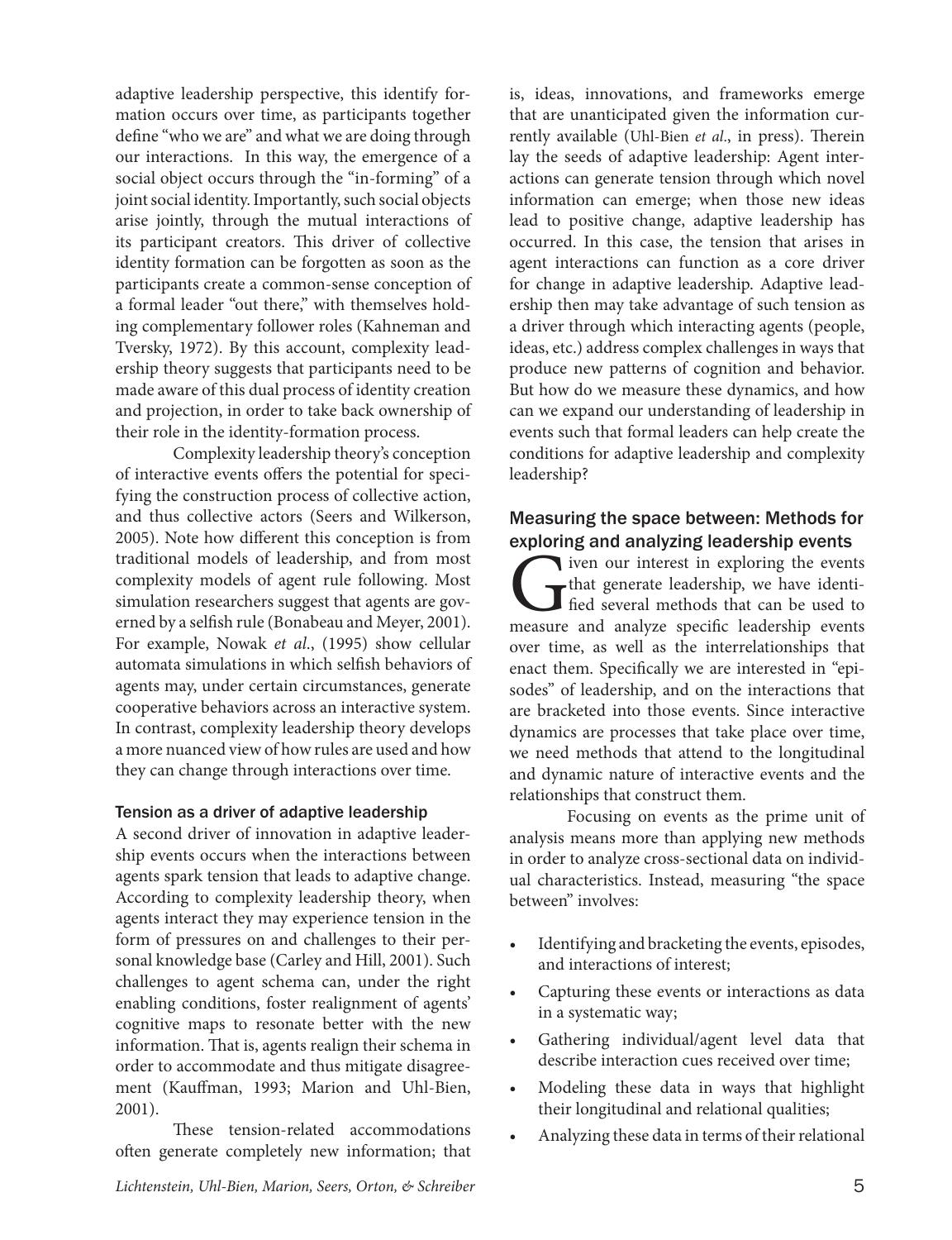adaptive leadership perspective, this identify formation occurs over time, as participants together define "who we are" and what we are doing through our interactions. In this way, the emergence of a social object occurs through the "in-forming" of a joint social identity. Importantly, such social objects arise jointly, through the mutual interactions of its participant creators. This driver of collective identity formation can be forgotten as soon as the participants create a common-sense conception of a formal leader "out there," with themselves holding complementary follower roles (Kahneman and Tversky, 1972). By this account, complexity leadership theory suggests that participants need to be made aware of this dual process of identity creation and projection, in order to take back ownership of their role in the identity-formation process.

Complexity leadership theory's conception of interactive events offers the potential for specifying the construction process of collective action, and thus collective actors (Seers and Wilkerson, 2005). Note how different this conception is from traditional models of leadership, and from most complexity models of agent rule following. Most simulation researchers suggest that agents are governed by a selfish rule (Bonabeau and Meyer, 2001). For example, Nowak *et al*., (1995) show cellular automata simulations in which selfish behaviors of agents may, under certain circumstances, generate cooperative behaviors across an interactive system. In contrast, complexity leadership theory develops a more nuanced view of how rules are used and how they can change through interactions over time.

### Tension as a driver of adaptive leadership

A second driver of innovation in adaptive leadership events occurs when the interactions between agents spark tension that leads to adaptive change. According to complexity leadership theory, when agents interact they may experience tension in the form of pressures on and challenges to their personal knowledge base (Carley and Hill, 2001). Such challenges to agent schema can, under the right enabling conditions, foster realignment of agents' cognitive maps to resonate better with the new information. That is, agents realign their schema in order to accommodate and thus mitigate disagreement (Kauffman, 1993; Marion and Uhl-Bien, 2001).

These tension-related accommodations often generate completely new information; that is, ideas, innovations, and frameworks emerge that are unanticipated given the information currently available (Uhl-Bien *et al*., in press). Therein lay the seeds of adaptive leadership: Agent interactions can generate tension through which novel information can emerge; when those new ideas lead to positive change, adaptive leadership has occurred. In this case, the tension that arises in agent interactions can function as a core driver for change in adaptive leadership. Adaptive leadership then may take advantage of such tension as a driver through which interacting agents (people, ideas, etc.) address complex challenges in ways that produce new patterns of cognition and behavior. But how do we measure these dynamics, and how can we expand our understanding of leadership in events such that formal leaders can help create the conditions for adaptive leadership and complexity leadership?

## Measuring the space between: Methods for exploring and analyzing leadership events

Given our interest in exploring the events that generate leadership, we have identified several methods that can be used to measure and analyze specific leadership events over time, as well as the interrelationships that enact them. Specifically we are interested in "episodes" of leadership, and on the interactions that are bracketed into those events. Since interactive dynamics are processes that take place over time, we need methods that attend to the longitudinal and dynamic nature of interactive events and the relationships that construct them.

Focusing on events as the prime unit of analysis means more than applying new methods in order to analyze cross-sectional data on individual characteristics. Instead, measuring "the space between" involves:

- Identifying and bracketing the events, episodes, and interactions of interest;
- Capturing these events or interactions as data in a systematic way;
- Gathering individual/agent level data that describe interaction cues received over time;
- Modeling these data in ways that highlight their longitudinal and relational qualities;
- Analyzing these data in terms of their relational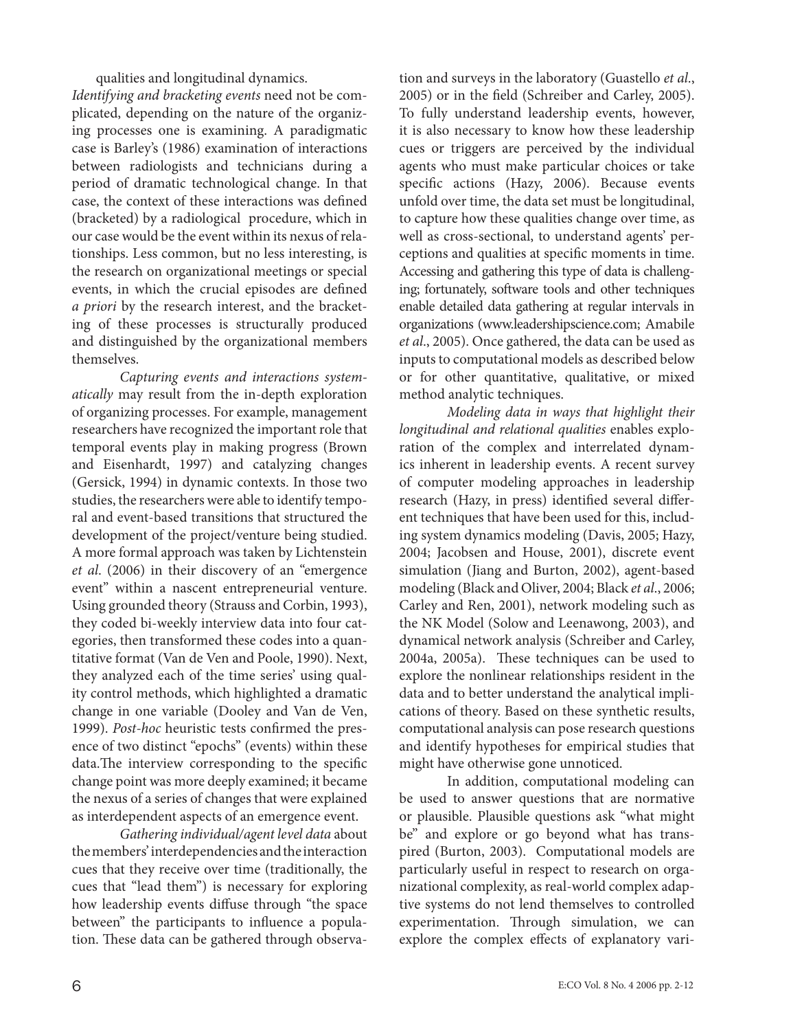qualities and longitudinal dynamics.

*Identifying and bracketing events* need not be complicated, depending on the nature of the organizing processes one is examining. A paradigmatic case is Barley's (1986) examination of interactions between radiologists and technicians during a period of dramatic technological change. In that case, the context of these interactions was defined (bracketed) by a radiological procedure, which in our case would be the event within its nexus of relationships. Less common, but no less interesting, is the research on organizational meetings or special events, in which the crucial episodes are defined *a priori* by the research interest, and the bracketing of these processes is structurally produced and distinguished by the organizational members themselves.

*Capturing events and interactions systematically* may result from the in-depth exploration of organizing processes. For example, management researchers have recognized the important role that temporal events play in making progress (Brown and Eisenhardt, 1997) and catalyzing changes (Gersick, 1994) in dynamic contexts. In those two studies, the researchers were able to identify temporal and event-based transitions that structured the development of the project/venture being studied. A more formal approach was taken by Lichtenstein *et al*. (2006) in their discovery of an "emergence event" within a nascent entrepreneurial venture. Using grounded theory (Strauss and Corbin, 1993), they coded bi-weekly interview data into four categories, then transformed these codes into a quantitative format (Van de Ven and Poole, 1990). Next, they analyzed each of the time series' using quality control methods, which highlighted a dramatic change in one variable (Dooley and Van de Ven, 1999). *Post-hoc* heuristic tests confirmed the presence of two distinct "epochs" (events) within these data.The interview corresponding to the specific change point was more deeply examined; it became the nexus of a series of changes that were explained as interdependent aspects of an emergence event.

*Gathering individual/agent level data* about the members' interdependencies and the interaction cues that they receive over time (traditionally, the cues that "lead them") is necessary for exploring how leadership events diffuse through "the space between" the participants to influence a population. These data can be gathered through observation and surveys in the laboratory (Guastello *et al*., 2005) or in the field (Schreiber and Carley, 2005). To fully understand leadership events, however, it is also necessary to know how these leadership cues or triggers are perceived by the individual agents who must make particular choices or take specific actions (Hazy, 2006). Because events unfold over time, the data set must be longitudinal, to capture how these qualities change over time, as well as cross-sectional, to understand agents' perceptions and qualities at specific moments in time. Accessing and gathering this type of data is challenging; fortunately, software tools and other techniques enable detailed data gathering at regular intervals in organizations (www.leadershipscience.com; Amabile *et al*., 2005). Once gathered, the data can be used as inputs to computational models as described below or for other quantitative, qualitative, or mixed method analytic techniques.

*Modeling data in ways that highlight their longitudinal and relational qualities* enables exploration of the complex and interrelated dynamics inherent in leadership events. A recent survey of computer modeling approaches in leadership research (Hazy, in press) identified several different techniques that have been used for this, including system dynamics modeling (Davis, 2005; Hazy, 2004; Jacobsen and House, 2001), discrete event simulation (Jiang and Burton, 2002), agent-based modeling (Black and Oliver, 2004; Black *et al*., 2006; Carley and Ren, 2001), network modeling such as the NK Model (Solow and Leenawong, 2003), and dynamical network analysis (Schreiber and Carley, 2004a, 2005a). These techniques can be used to explore the nonlinear relationships resident in the data and to better understand the analytical implications of theory. Based on these synthetic results, computational analysis can pose research questions and identify hypotheses for empirical studies that might have otherwise gone unnoticed.

In addition, computational modeling can be used to answer questions that are normative or plausible. Plausible questions ask "what might be" and explore or go beyond what has transpired (Burton, 2003). Computational models are particularly useful in respect to research on organizational complexity, as real-world complex adaptive systems do not lend themselves to controlled experimentation. Through simulation, we can explore the complex effects of explanatory vari-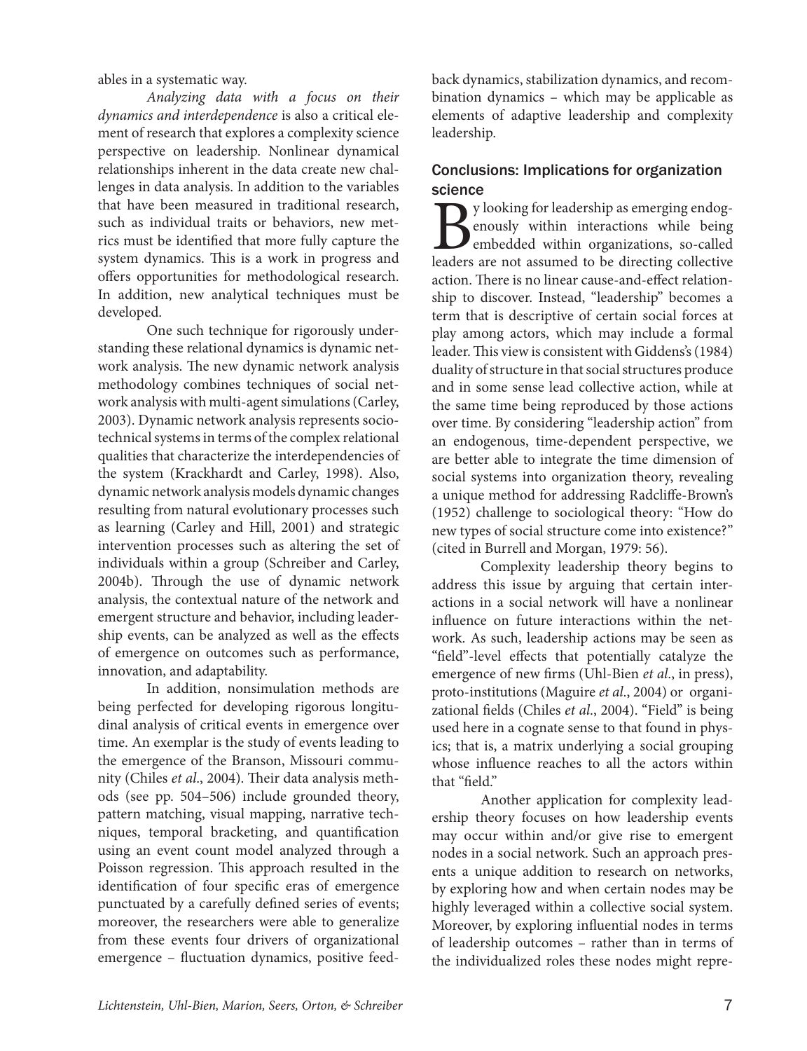ables in a systematic way.

*Analyzing data with a focus on their dynamics and interdependence* is also a critical element of research that explores a complexity science perspective on leadership. Nonlinear dynamical relationships inherent in the data create new challenges in data analysis. In addition to the variables that have been measured in traditional research, such as individual traits or behaviors, new metrics must be identified that more fully capture the system dynamics. This is a work in progress and offers opportunities for methodological research. In addition, new analytical techniques must be developed.

One such technique for rigorously understanding these relational dynamics is dynamic network analysis. The new dynamic network analysis methodology combines techniques of social network analysis with multi-agent simulations (Carley, 2003). Dynamic network analysis represents sociotechnical systems in terms of the complex relational qualities that characterize the interdependencies of the system (Krackhardt and Carley, 1998). Also, dynamic network analysis models dynamic changes resulting from natural evolutionary processes such as learning (Carley and Hill, 2001) and strategic intervention processes such as altering the set of individuals within a group (Schreiber and Carley, 2004b). Through the use of dynamic network analysis, the contextual nature of the network and emergent structure and behavior, including leadership events, can be analyzed as well as the effects of emergence on outcomes such as performance, innovation, and adaptability.

In addition, nonsimulation methods are being perfected for developing rigorous longitudinal analysis of critical events in emergence over time. An exemplar is the study of events leading to the emergence of the Branson, Missouri community (Chiles *et al*., 2004). Their data analysis methods (see pp. 504–506) include grounded theory, pattern matching, visual mapping, narrative techniques, temporal bracketing, and quantification using an event count model analyzed through a Poisson regression. This approach resulted in the identification of four specific eras of emergence punctuated by a carefully defined series of events; moreover, the researchers were able to generalize from these events four drivers of organizational emergence – fluctuation dynamics, positive feedback dynamics, stabilization dynamics, and recombination dynamics – which may be applicable as elements of adaptive leadership and complexity leadership.

## Conclusions: Implications for organization science

By looking for leadership as emerging endogenously within interactions while being embedded within organizations, so-called leaders are not assumed to be directing collective action. There is no linear cause-and-effect relationship to discover. Instead, "leadership" becomes a term that is descriptive of certain social forces at play among actors, which may include a formal leader. This view is consistent with Giddens's (1984) duality of structure in that social structures produce and in some sense lead collective action, while at the same time being reproduced by those actions over time. By considering "leadership action" from an endogenous, time-dependent perspective, we are better able to integrate the time dimension of social systems into organization theory, revealing a unique method for addressing Radcliffe-Brown's (1952) challenge to sociological theory: "How do new types of social structure come into existence?" (cited in Burrell and Morgan, 1979: 56).

Complexity leadership theory begins to address this issue by arguing that certain interactions in a social network will have a nonlinear influence on future interactions within the network. As such, leadership actions may be seen as "field"-level effects that potentially catalyze the emergence of new firms (Uhl-Bien *et al*., in press), proto-institutions (Maguire *et al*., 2004) or organizational fields (Chiles *et al*., 2004). "Field" is being used here in a cognate sense to that found in physics; that is, a matrix underlying a social grouping whose influence reaches to all the actors within that "field."

Another application for complexity leadership theory focuses on how leadership events may occur within and/or give rise to emergent nodes in a social network. Such an approach presents a unique addition to research on networks, by exploring how and when certain nodes may be highly leveraged within a collective social system. Moreover, by exploring influential nodes in terms of leadership outcomes – rather than in terms of the individualized roles these nodes might repre-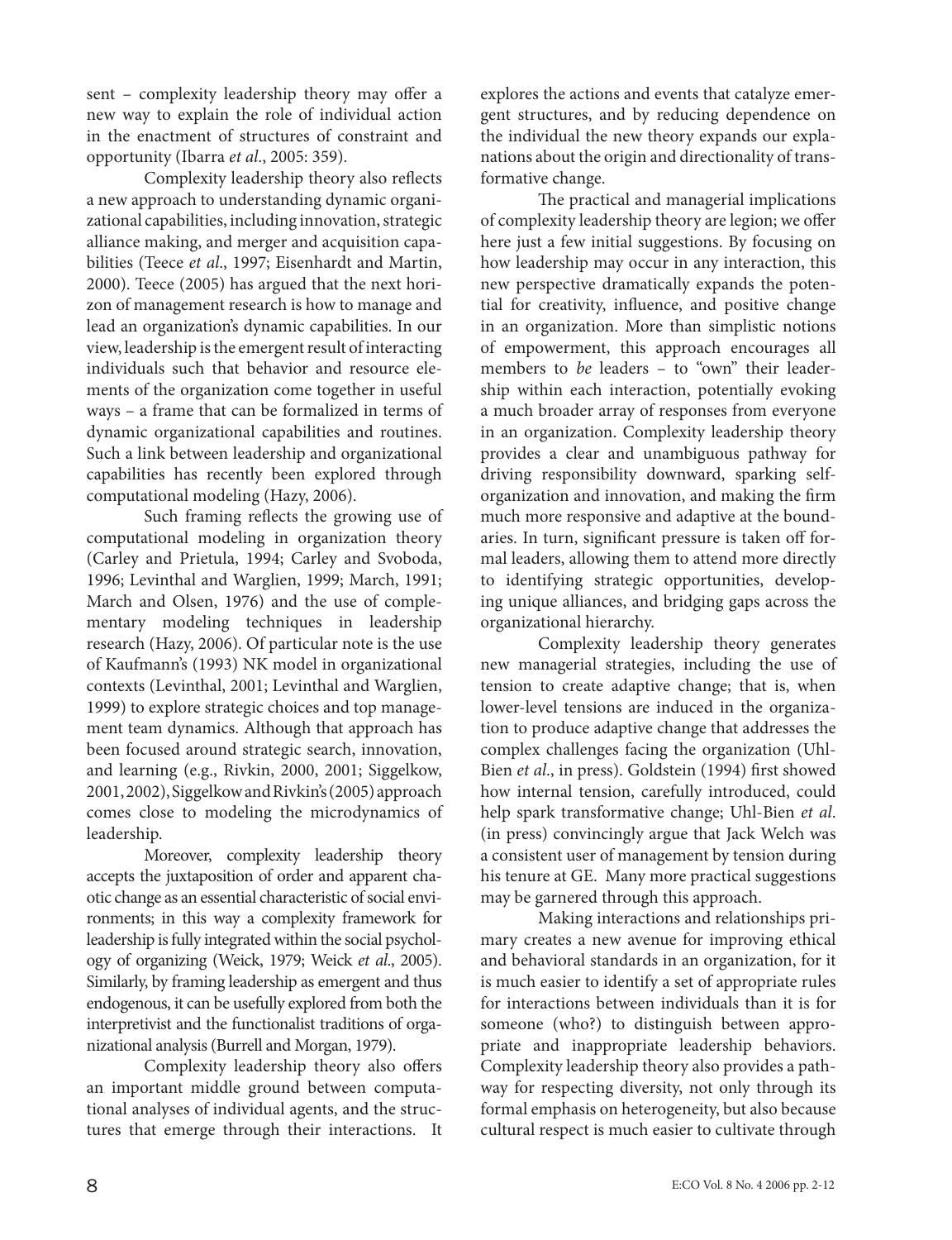sent – complexity leadership theory may offer a new way to explain the role of individual action in the enactment of structures of constraint and opportunity (Ibarra *et al*., 2005: 359).

Complexity leadership theory also reflects a new approach to understanding dynamic organizational capabilities, including innovation, strategic alliance making, and merger and acquisition capabilities (Teece *et al*., 1997; Eisenhardt and Martin, 2000). Teece (2005) has argued that the next horizon of management research is how to manage and lead an organization's dynamic capabilities. In our view, leadership is the emergent result of interacting individuals such that behavior and resource elements of the organization come together in useful ways – a frame that can be formalized in terms of dynamic organizational capabilities and routines. Such a link between leadership and organizational capabilities has recently been explored through computational modeling (Hazy, 2006).

Such framing reflects the growing use of computational modeling in organization theory (Carley and Prietula, 1994; Carley and Svoboda, 1996; Levinthal and Warglien, 1999; March, 1991; March and Olsen, 1976) and the use of complementary modeling techniques in leadership research (Hazy, 2006). Of particular note is the use of Kaufmann's (1993) NK model in organizational contexts (Levinthal, 2001; Levinthal and Warglien, 1999) to explore strategic choices and top management team dynamics. Although that approach has been focused around strategic search, innovation, and learning (e.g., Rivkin, 2000, 2001; Siggelkow, 2001, 2002), Siggelkow and Rivkin's (2005) approach comes close to modeling the microdynamics of leadership.

Moreover, complexity leadership theory accepts the juxtaposition of order and apparent chaotic change as an essential characteristic of social environments; in this way a complexity framework for leadership is fully integrated within the social psychology of organizing (Weick, 1979; Weick *et al*., 2005). Similarly, by framing leadership as emergent and thus endogenous, it can be usefully explored from both the interpretivist and the functionalist traditions of organizational analysis (Burrell and Morgan, 1979).

Complexity leadership theory also offers an important middle ground between computational analyses of individual agents, and the structures that emerge through their interactions. It explores the actions and events that catalyze emergent structures, and by reducing dependence on the individual the new theory expands our explanations about the origin and directionality of transformative change.

The practical and managerial implications of complexity leadership theory are legion; we offer here just a few initial suggestions. By focusing on how leadership may occur in any interaction, this new perspective dramatically expands the potential for creativity, influence, and positive change in an organization. More than simplistic notions of empowerment, this approach encourages all members to *be* leaders – to "own" their leadership within each interaction, potentially evoking a much broader array of responses from everyone in an organization. Complexity leadership theory provides a clear and unambiguous pathway for driving responsibility downward, sparking self-organization and innovation, and making the firm much more responsive and adaptive at the boundaries. In turn, significant pressure is taken off formal leaders, allowing them to attend more directly to identifying strategic opportunities, developing unique alliances, and bridging gaps across the organizational hierarchy.

Complexity leadership theory generates new managerial strategies, including the use of tension to create adaptive change; that is, when lower-level tensions are induced in the organization to produce adaptive change that addresses the complex challenges facing the organization (Uhl-Bien *et al*., in press). Goldstein (1994) first showed how internal tension, carefully introduced, could help spark transformative change; Uhl-Bien *et al*. (in press) convincingly argue that Jack Welch was a consistent user of management by tension during his tenure at GE. Many more practical suggestions may be garnered through this approach.

Making interactions and relationships primary creates a new avenue for improving ethical and behavioral standards in an organization, for it is much easier to identify a set of appropriate rules for interactions between individuals than it is for someone (who?) to distinguish between appropriate and inappropriate leadership behaviors. Complexity leadership theory also provides a pathway for respecting diversity, not only through its formal emphasis on heterogeneity, but also because cultural respect is much easier to cultivate through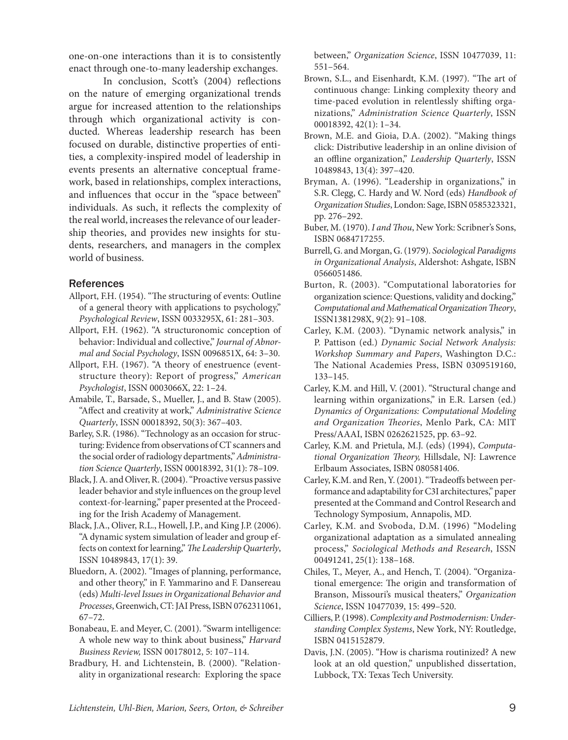one-on-one interactions than it is to consistently enact through one-to-many leadership exchanges.

In conclusion, Scott's (2004) reflections on the nature of emerging organizational trends argue for increased attention to the relationships through which organizational activity is conducted. Whereas leadership research has been focused on durable, distinctive properties of entities, a complexity-inspired model of leadership in events presents an alternative conceptual framework, based in relationships, complex interactions, and influences that occur in the "space between" individuals. As such, it reflects the complexity of the real world, increases the relevance of our leadership theories, and provides new insights for students, researchers, and managers in the complex world of business.

## References

Allport, F.H. (1954). "The structuring of events: Outline of a general theory with applications to psychology," *Psychological Review*, ISSN 0033295X, 61: 281–303.

Allport, F.H. (1962). "A structuronomic conception of behavior: Individual and collective," *Journal of Abnormal and Social Psychology*, ISSN 0096851X, 64: 3–30.

Allport, F.H. (1967). "A theory of enestruence (event-structure theory): Report of progress," *American Psychologist*, ISSN 0003066X, 22: 1–24.

Amabile, T., Barsade, S., Mueller, J., and B. Staw (2005). "Affect and creativity at work," *Administrative Science Quarterly*, ISSN 00018392, 50(3): 367–403.

Barley, S.R. (1986). "Technology as an occasion for structuring: Evidence from observations of CT scanners and the social order of radiology departments," *Administration Science Quarterly*, ISSN 00018392, 31(1): 78–109.

Black, J. A. and Oliver, R. (2004). "Proactive versus passive leader behavior and style influences on the group level context-for-learning," paper presented at the Proceeding for the Irish Academy of Management.

Black, J.A., Oliver, R.L., Howell, J.P., and King J.P. (2006). "A dynamic system simulation of leader and group effects on context for learning," *The Leadership Quarterly*, ISSN 10489843, 17(1): 39.

Bluedorn, A. (2002). "Images of planning, performance, and other theory," in F. Yammarino and F. Dansereau (eds) *Multi-level Issues in Organizational Behavior and Processes*, Greenwich, CT: JAI Press, ISBN 0762311061, 67–72.

Bonabeau, E. and Meyer, C. (2001). "Swarm intelligence: A whole new way to think about business," *Harvard Business Review,* ISSN 00178012, 5: 107–114.

Bradbury, H. and Lichtenstein, B. (2000). "Relationality in organizational research: Exploring the space between," *Organization Science*, ISSN 10477039, 11: 551–564.

Brown, S.L., and Eisenhardt, K.M. (1997). "The art of continuous change: Linking complexity theory and time-paced evolution in relentlessly shifting organizations," *Administration Science Quarterly*, ISSN 00018392, 42(1): 1–34.

Brown, M.E. and Gioia, D.A. (2002). "Making things click: Distributive leadership in an online division of an offline organization," *Leadership Quarterly*, ISSN 10489843, 13(4): 397–420.

Bryman, A. (1996). "Leadership in organizations," in S.R. Clegg, C. Hardy and W. Nord (eds) *Handbook of Organization Studies*, London: Sage, ISBN 0585323321, pp. 276–292.

Buber, M. (1970). *I and Thou*, New York: Scribner's Sons, ISBN 0684717255.

Burrell, G. and Morgan, G. (1979). *Sociological Paradigms in Organizational Analysis*, Aldershot: Ashgate, ISBN 0566051486.

Burton, R. (2003). "Computational laboratories for organization science: Questions, validity and docking," *Computational and Mathematical Organization Theory*, ISSN1381298X, 9(2): 91–108.

Carley, K.M. (2003). "Dynamic network analysis," in P. Pattison (ed.) *Dynamic Social Network Analysis: Workshop Summary and Papers*, Washington D.C.: The National Academies Press, ISBN 0309519160, 133–145.

Carley, K.M. and Hill, V. (2001). "Structural change and learning within organizations," in E.R. Larsen (ed.) *Dynamics of Organizations: Computational Modeling and Organization Theories*, Menlo Park, CA: MIT Press/AAAI, ISBN 0262621525, pp. 63–92.

Carley, K.M. and Prietula, M.J. (eds) (1994), *Computational Organization Theory,* Hillsdale, NJ: Lawrence Erlbaum Associates, ISBN 080581406.

Carley, K.M. and Ren, Y. (2001). "Tradeoffs between performance and adaptability for C3I architectures," paper presented at the Command and Control Research and Technology Symposium, Annapolis, MD.

Carley, K.M. and Svoboda, D.M. (1996) "Modeling organizational adaptation as a simulated annealing process," *Sociological Methods and Research*, ISSN 00491241, 25(1): 138–168.

Chiles, T., Meyer, A., and Hench, T. (2004). "Organizational emergence: The origin and transformation of Branson, Missouri's musical theaters," *Organization Science*, ISSN 10477039, 15: 499–520.

Cilliers, P. (1998). *Complexity and Postmodernism: Understanding Complex Systems*, New York, NY: Routledge, ISBN 0415152879.

Davis, J.N. (2005). "How is charisma routinized? A new look at an old question," unpublished dissertation, Lubbock, TX: Texas Tech University.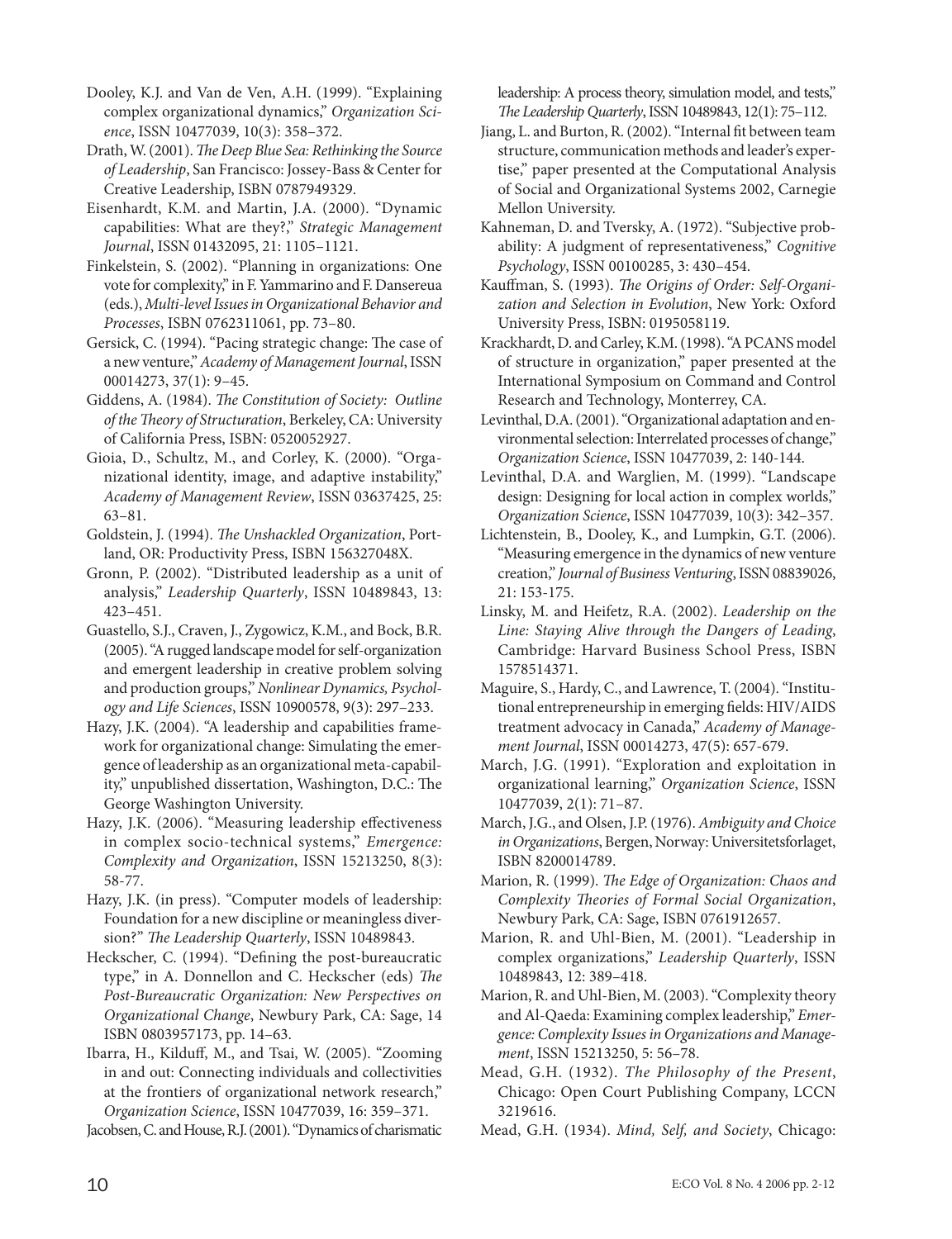Dooley, K.J. and Van de Ven, A.H. (1999). "Explaining complex organizational dynamics," *Organization Science*, ISSN 10477039, 10(3): 358–372.

Drath, W. (2001). *The Deep Blue Sea: Rethinking the Source of Leadership*, San Francisco: Jossey-Bass & Center for Creative Leadership, ISBN 0787949329.

Eisenhardt, K.M. and Martin, J.A. (2000). "Dynamic capabilities: What are they?," *Strategic Management Journal*, ISSN 01432095, 21: 1105–1121.

Finkelstein, S. (2002). "Planning in organizations: One vote for complexity," in F. Yammarino and F. Dansereua (eds.), *Multi-level Issues in Organizational Behavior and Processes*, ISBN 0762311061, pp. 73–80.

Gersick, C. (1994). "Pacing strategic change: The case of a new venture," *Academy of Management Journal*, ISSN 00014273, 37(1): 9–45.

Giddens, A. (1984). *The Constitution of Society: Outline of the Theory of Structuration*, Berkeley, CA: University of California Press, ISBN: 0520052927.

Gioia, D., Schultz, M., and Corley, K. (2000). "Organizational identity, image, and adaptive instability," *Academy of Management Review*, ISSN 03637425, 25: 63–81.

Goldstein, J. (1994). *The Unshackled Organization*, Portland, OR: Productivity Press, ISBN 156327048X.

Gronn, P. (2002). "Distributed leadership as a unit of analysis," *Leadership Quarterly*, ISSN 10489843, 13: 423–451.

Guastello, S.J., Craven, J., Zygowicz, K.M., and Bock, B.R. (2005). "A rugged landscape model for self-organization and emergent leadership in creative problem solving and production groups," *Nonlinear Dynamics, Psychology and Life Sciences*, ISSN 10900578, 9(3): 297–233.

Hazy, J.K. (2004). "A leadership and capabilities framework for organizational change: Simulating the emergence of leadership as an organizational meta-capability," unpublished dissertation, Washington, D.C.: The George Washington University.

Hazy, J.K. (2006). "Measuring leadership effectiveness in complex socio-technical systems," *Emergence: Complexity and Organization*, ISSN 15213250, 8(3): 58-77.

Hazy, J.K. (in press). "Computer models of leadership: Foundation for a new discipline or meaningless diversion?" *The Leadership Quarterly*, ISSN 10489843.

Heckscher, C. (1994). "Defining the post-bureaucratic type," in A. Donnellon and C. Heckscher (eds) *The Post-Bureaucratic Organization: New Perspectives on Organizational Change*, Newbury Park, CA: Sage, 14 ISBN 0803957173, pp. 14–63.

Ibarra, H., Kilduff, M., and Tsai, W. (2005). "Zooming in and out: Connecting individuals and collectivities at the frontiers of organizational network research," *Organization Science*, ISSN 10477039, 16: 359–371.

Jacobsen, C. and House, R.J. (2001). "Dynamics of charismatic leadership: A process theory, simulation model, and tests," *The Leadership Quarterly*, ISSN 10489843, 12(1): 75–112.

Jiang, L. and Burton, R. (2002). "Internal fit between team structure, communication methods and leader's expertise," paper presented at the Computational Analysis of Social and Organizational Systems 2002, Carnegie Mellon University.

Kahneman, D. and Tversky, A. (1972). "Subjective probability: A judgment of representativeness," *Cognitive Psychology*, ISSN 00100285, 3: 430–454.

Kauffman, S. (1993). *The Origins of Order: Self-Organization and Selection in Evolution*, New York: Oxford University Press, ISBN: 0195058119.

Krackhardt, D. and Carley, K.M. (1998). "A PCANS model of structure in organization," paper presented at the International Symposium on Command and Control Research and Technology, Monterrey, CA.

Levinthal, D.A. (2001). "Organizational adaptation and environmental selection: Interrelated processes of change," *Organization Science*, ISSN 10477039, 2: 140-144.

Levinthal, D.A. and Warglien, M. (1999). "Landscape design: Designing for local action in complex worlds," *Organization Science*, ISSN 10477039, 10(3): 342–357.

Lichtenstein, B., Dooley, K., and Lumpkin, G.T. (2006). "Measuring emergence in the dynamics of new venture creation," *Journal of Business Venturing*, ISSN 08839026, 21: 153-175.

Linsky, M. and Heifetz, R.A. (2002). *Leadership on the Line: Staying Alive through the Dangers of Leading*, Cambridge: Harvard Business School Press, ISBN 1578514371.

Maguire, S., Hardy, C., and Lawrence, T. (2004). "Institutional entrepreneurship in emerging fields: HIV/AIDS treatment advocacy in Canada," *Academy of Management Journal*, ISSN 00014273, 47(5): 657-679.

March, J.G. (1991). "Exploration and exploitation in organizational learning," *Organization Science*, ISSN 10477039, 2(1): 71–87.

March, J.G., and Olsen, J.P. (1976). *Ambiguity and Choice in Organizations*, Bergen, Norway: Universitetsforlaget, ISBN 8200014789.

Marion, R. (1999). *The Edge of Organization: Chaos and Complexity Theories of Formal Social Organization*, Newbury Park, CA: Sage, ISBN 0761912657.

Marion, R. and Uhl-Bien, M. (2001). "Leadership in complex organizations," *Leadership Quarterly*, ISSN 10489843, 12: 389–418.

Marion, R. and Uhl-Bien, M. (2003). "Complexity theory and Al-Qaeda: Examining complex leadership," *Emergence: Complexity Issues in Organizations and Management*, ISSN 15213250, 5: 56–78.

Mead, G.H. (1932). *The Philosophy of the Present*, Chicago: Open Court Publishing Company, LCCN 3219616.

Mead, G.H. (1934). *Mind, Self, and Society*, Chicago: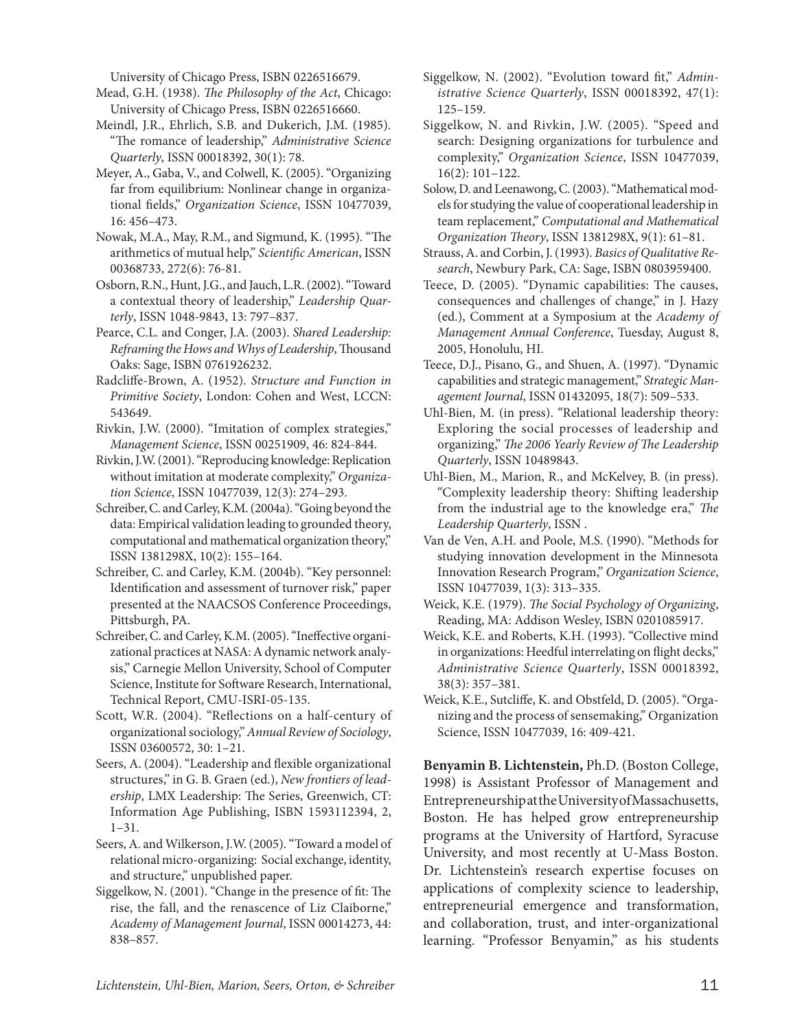University of Chicago Press, ISBN 0226516679.

Mead, G.H. (1938). *The Philosophy of the Act*, Chicago: University of Chicago Press, ISBN 0226516660.

Meindl, J.R., Ehrlich, S.B. and Dukerich, J.M. (1985). "The romance of leadership," *Administrative Science Quarterly*, ISSN 00018392, 30(1): 78.

Meyer, A., Gaba, V., and Colwell, K. (2005). "Organizing far from equilibrium: Nonlinear change in organizational fields," *Organization Science*, ISSN 10477039, 16: 456–473.

Nowak, M.A., May, R.M., and Sigmund, K. (1995). "The arithmetics of mutual help," *Scientific American*, ISSN 00368733, 272(6): 76-81.

Osborn, R.N., Hunt, J.G., and Jauch, L.R. (2002). "Toward a contextual theory of leadership," *Leadership Quarterly*, ISSN 1048-9843, 13: 797–837.

Pearce, C.L. and Conger, J.A. (2003). *Shared Leadership: Reframing the Hows and Whys of Leadership*, Thousand Oaks: Sage, ISBN 0761926232.

Radcliffe-Brown, A. (1952). *Structure and Function in Primitive Society*, London: Cohen and West, LCCN: 543649.

Rivkin, J.W. (2000). "Imitation of complex strategies," *Management Science*, ISSN 00251909, 46: 824-844.

Rivkin, J.W. (2001). "Reproducing knowledge: Replication without imitation at moderate complexity," *Organization Science*, ISSN 10477039, 12(3): 274–293.

Schreiber, C. and Carley, K.M. (2004a). "Going beyond the data: Empirical validation leading to grounded theory, computational and mathematical organization theory," ISSN 1381298X, 10(2): 155–164.

Schreiber, C. and Carley, K.M. (2004b). "Key personnel: Identification and assessment of turnover risk," paper presented at the NAACSOS Conference Proceedings, Pittsburgh, PA.

Schreiber, C. and Carley, K.M. (2005). "Ineffective organizational practices at NASA: A dynamic network analysis," Carnegie Mellon University, School of Computer Science, Institute for Software Research, International, Technical Report, CMU-ISRI-05-135.

Scott, W.R. (2004). "Reflections on a half-century of organizational sociology," *Annual Review of Sociology*, ISSN 03600572, 30: 1–21.

Seers, A. (2004). "Leadership and flexible organizational structures," in G. B. Graen (ed.), *New frontiers of leadership*, LMX Leadership: The Series, Greenwich, CT: Information Age Publishing, ISBN 1593112394, 2, 1–31.

Seers, A. and Wilkerson, J.W. (2005). "Toward a model of relational micro-organizing: Social exchange, identity, and structure," unpublished paper.

Siggelkow, N. (2001). "Change in the presence of fit: The rise, the fall, and the renascence of Liz Claiborne," *Academy of Management Journal*, ISSN 00014273, 44: 838–857.

Siggelkow, N. (2002). "Evolution toward fit," *Administrative Science Quarterly*, ISSN 00018392, 47(1): 125–159.

Siggelkow, N. and Rivkin, J.W. (2005). "Speed and search: Designing organizations for turbulence and complexity," *Organization Science*, ISSN 10477039, 16(2): 101–122.

Solow, D. and Leenawong, C. (2003). "Mathematical models for studying the value of cooperational leadership in team replacement," *Computational and Mathematical Organization Theory*, ISSN 1381298X, 9(1): 61–81.

Strauss, A. and Corbin, J. (1993). *Basics of Qualitative Research*, Newbury Park, CA: Sage, ISBN 0803959400.

Teece, D. (2005). "Dynamic capabilities: The causes, consequences and challenges of change," in J. Hazy (ed.), Comment at a Symposium at the *Academy of Management Annual Conference*, Tuesday, August 8, 2005, Honolulu, HI.

Teece, D.J., Pisano, G., and Shuen, A. (1997). "Dynamic capabilities and strategic management," *Strategic Management Journal*, ISSN 01432095, 18(7): 509–533.

Uhl-Bien, M. (in press). "Relational leadership theory: Exploring the social processes of leadership and organizing," *The 2006 Yearly Review of The Leadership Quarterly*, ISSN 10489843.

Uhl-Bien, M., Marion, R., and McKelvey, B. (in press). "Complexity leadership theory: Shifting leadership from the industrial age to the knowledge era," *The Leadership Quarterly*, ISSN .

Van de Ven, A.H. and Poole, M.S. (1990). "Methods for studying innovation development in the Minnesota Innovation Research Program," *Organization Science*, ISSN 10477039, 1(3): 313–335.

Weick, K.E. (1979). *The Social Psychology of Organizing*, Reading, MA: Addison Wesley, ISBN 0201085917.

Weick, K.E. and Roberts, K.H. (1993). "Collective mind in organizations: Heedful interrelating on flight decks," *Administrative Science Quarterly*, ISSN 00018392, 38(3): 357–381.

Weick, K.E., Sutcliffe, K. and Obstfeld, D. (2005). "Organizing and the process of sensemaking," Organization Science, ISSN 10477039, 16: 409-421.

**Benyamin B. Lichtenstein,** Ph.D. (Boston College, 1998) is Assistant Professor of Management and Entrepreneurship at the University of Massachusetts, Boston. He has helped grow entrepreneurship programs at the University of Hartford, Syracuse University, and most recently at U-Mass Boston. Dr. Lichtenstein's research expertise focuses on applications of complexity science to leadership, entrepreneurial emergence and transformation, and collaboration, trust, and inter-organizational learning. "Professor Benyamin," as his students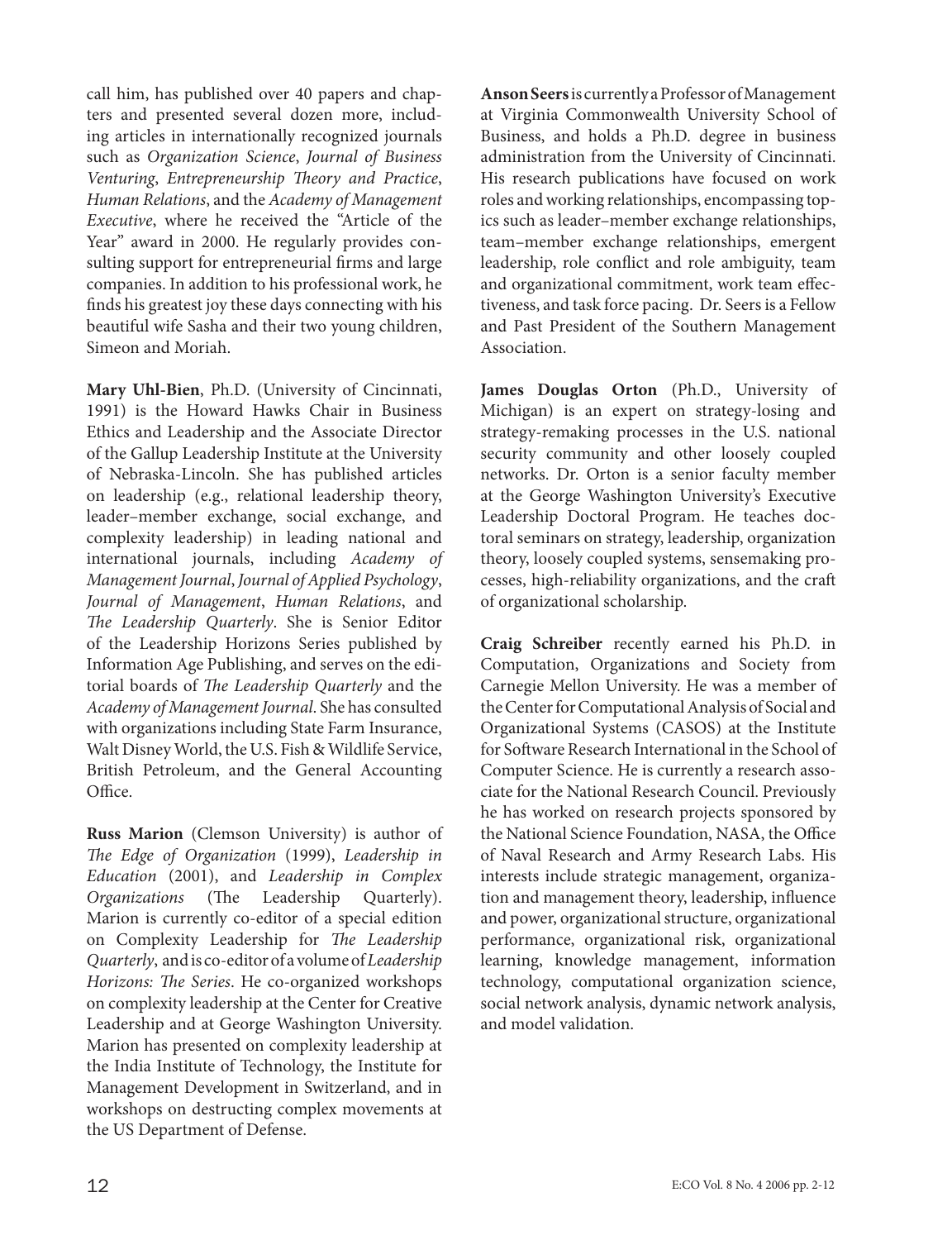call him, has published over 40 papers and chapters and presented several dozen more, including articles in internationally recognized journals such as *Organization Science*, *Journal of Business Venturing*, *Entrepreneurship Theory and Practice*, *Human Relations*, and the *Academy of Management Executive*, where he received the "Article of the Year" award in 2000. He regularly provides consulting support for entrepreneurial firms and large companies. In addition to his professional work, he finds his greatest joy these days connecting with his beautiful wife Sasha and their two young children, Simeon and Moriah.

**Mary Uhl-Bien**, Ph.D. (University of Cincinnati, 1991) is the Howard Hawks Chair in Business Ethics and Leadership and the Associate Director of the Gallup Leadership Institute at the University of Nebraska-Lincoln. She has published articles on leadership (e.g., relational leadership theory, leader–member exchange, social exchange, and complexity leadership) in leading national and international journals, including *Academy of Management Journal*, *Journal of Applied Psychology*, *Journal of Management*, *Human Relations*, and *The Leadership Quarterly*. She is Senior Editor of the Leadership Horizons Series published by Information Age Publishing, and serves on the editorial boards of *The Leadership Quarterly* and the *Academy of Management Journal*. She has consulted with organizations including State Farm Insurance, Walt Disney World, the U.S. Fish & Wildlife Service, British Petroleum, and the General Accounting Office.

**Russ Marion** (Clemson University) is author of *The Edge of Organization* (1999), *Leadership in Education* (2001), and *Leadership in Complex Organizations* (The Leadership Quarterly). Marion is currently co-editor of a special edition on Complexity Leadership for *The Leadership Quarterly*, and is co-editor of a volume of *Leadership Horizons: The Series*. He co-organized workshops on complexity leadership at the Center for Creative Leadership and at George Washington University. Marion has presented on complexity leadership at the India Institute of Technology, the Institute for Management Development in Switzerland, and in workshops on destructing complex movements at the US Department of Defense.

**Anson Seers** is currently a Professor of Management at Virginia Commonwealth University School of Business, and holds a Ph.D. degree in business administration from the University of Cincinnati. His research publications have focused on work roles and working relationships, encompassing topics such as leader–member exchange relationships, team–member exchange relationships, emergent leadership, role conflict and role ambiguity, team and organizational commitment, work team effectiveness, and task force pacing. Dr. Seers is a Fellow and Past President of the Southern Management Association.

**James Douglas Orton** (Ph.D., University of Michigan) is an expert on strategy-losing and strategy-remaking processes in the U.S. national security community and other loosely coupled networks. Dr. Orton is a senior faculty member at the George Washington University's Executive Leadership Doctoral Program. He teaches doctoral seminars on strategy, leadership, organization theory, loosely coupled systems, sensemaking processes, high-reliability organizations, and the craft of organizational scholarship.

**Craig Schreiber** recently earned his Ph.D. in Computation, Organizations and Society from Carnegie Mellon University. He was a member of the Center for Computational Analysis of Social and Organizational Systems (CASOS) at the Institute for Software Research International in the School of Computer Science. He is currently a research associate for the National Research Council. Previously he has worked on research projects sponsored by the National Science Foundation, NASA, the Office of Naval Research and Army Research Labs. His interests include strategic management, organization and management theory, leadership, influence and power, organizational structure, organizational performance, organizational risk, organizational learning, knowledge management, information technology, computational organization science, social network analysis, dynamic network analysis, and model validation.